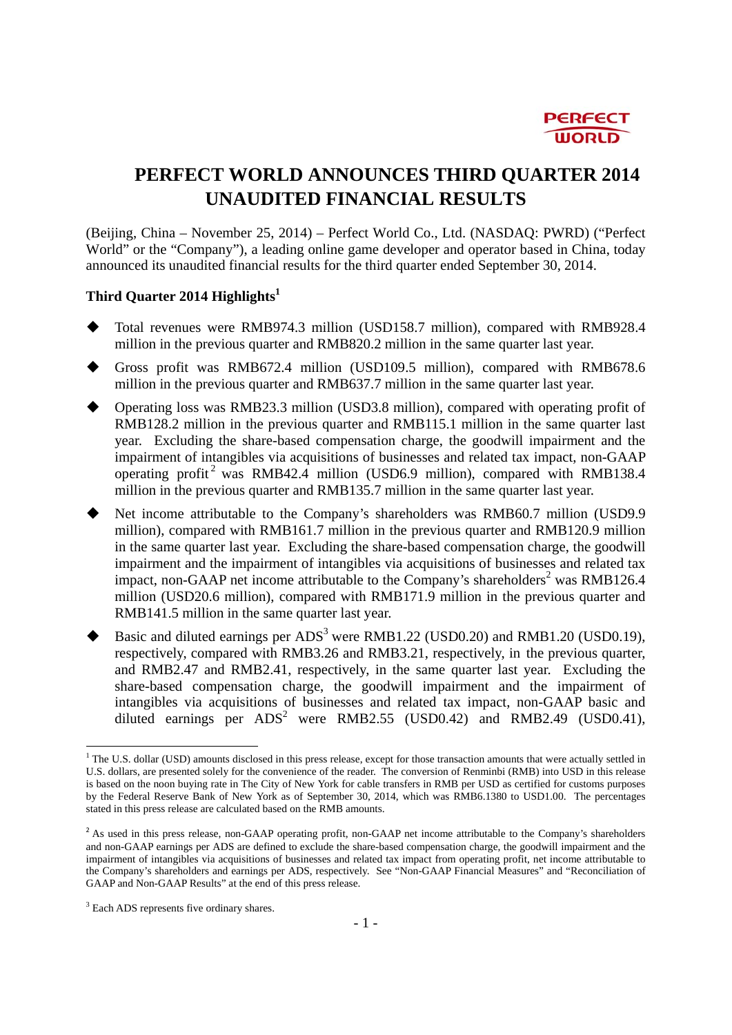# PERFECT WORLD ANNOUNCES THIRD QUARTER 2014 UNAUDITED FINANCIAL RESULTS

(Beijing, China – November 25, 2014) – Perfect World Co., Ltd. (NASDAQ: PWRD) ("Perfect World" or the "Company"), a leading online game developer and operator based in China, today announced its unaudited financial results for the third quarter ended September 30, 2014.

## Third Quarter 2014 Highlights[1]

- Total revenues were RMB974.3 million (USD158.7 million), compared with RMB928.4 million in the previous quarter and RMB820.2 million in the same quarter last year.
- Gross profit was RMB672.4 million (USD109.5 million), compared with RMB678.6 million in the previous quarter and RMB637.7 million in the same quarter last year.
- Operating loss was RMB23.3 million (USD3.8 million), compared with operating profit of RMB128.2 million in the previous quarter and RMB115.1 million in the same quarter last year. Excluding the share-based compensation charge, the goodwill impairment and the impairment of intangibles via acquisitions of businesses and related tax impact, non-GAAP operating profit[2] was RMB42.4 million (USD6.9 million), compared with RMB138.4 million in the previous quarter and RMB135.7 million in the same quarter last year.
- Net income attributable to the Company's shareholders was RMB60.7 million (USD9.9 million), compared with RMB161.7 million in the previous quarter and RMB120.9 million in the same quarter last year. Excluding the share-based compensation charge, the goodwill impairment and the impairment of intangibles via acquisitions of businesses and related tax impact, non-GAAP net income attributable to the Company's shareholders[2] was RMB126.4 million (USD20.6 million), compared with RMB171.9 million in the previous quarter and RMB141.5 million in the same quarter last year.
- Basic and diluted earnings per ADS[3] were RMB1.22 (USD0.20) and RMB1.20 (USD0.19), respectively, compared with RMB3.26 and RMB3.21, respectively, in the previous quarter, and RMB2.47 and RMB2.41, respectively, in the same quarter last year. Excluding the share-based compensation charge, the goodwill impairment and the impairment of intangibles via acquisitions of businesses and related tax impact, non-GAAP basic and diluted earnings per ADS[2] were RMB2.55 (USD0.42) and RMB2.49 (USD0.41),

---

[1] The U.S. dollar (USD) amounts disclosed in this press release, except for those transaction amounts that were actually settled in U.S. dollars, are presented solely for the convenience of the reader. The conversion of Renminbi (RMB) into USD in this release is based on the noon buying rate in The City of New York for cable transfers in RMB per USD as certified for customs purposes by the Federal Reserve Bank of New York as of September 30, 2014, which was RMB6.1380 to USD1.00. The percentages stated in this press release are calculated based on the RMB amounts.

[2] As used in this press release, non-GAAP operating profit, non-GAAP net income attributable to the Company's shareholders and non-GAAP earnings per ADS are defined to exclude the share-based compensation charge, the goodwill impairment and the impairment of intangibles via acquisitions of businesses and related tax impact from operating profit, net income attributable to the Company's shareholders and earnings per ADS, respectively. See "Non-GAAP Financial Measures" and "Reconciliation of GAAP and Non-GAAP Results" at the end of this press release.

[3] Each ADS represents five ordinary shares.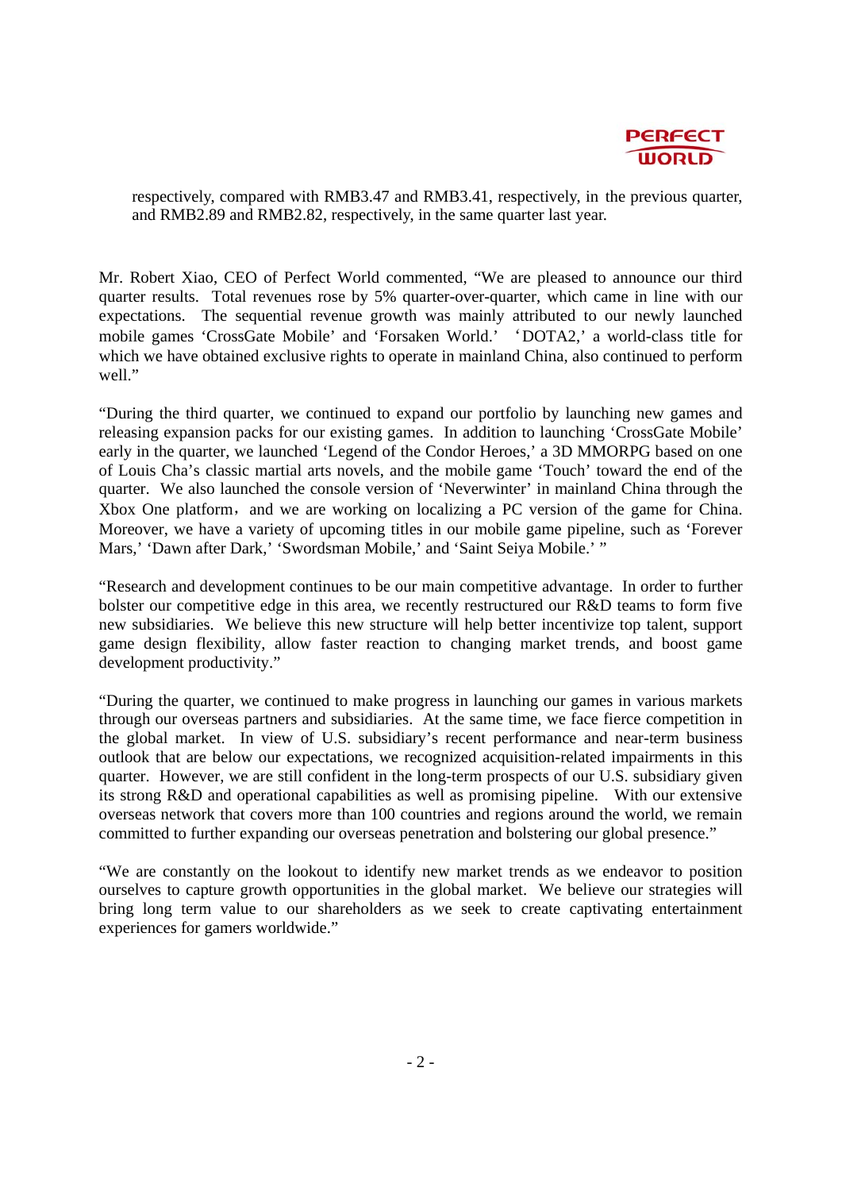respectively, compared with RMB3.47 and RMB3.41, respectively, in the previous quarter, and RMB2.89 and RMB2.82, respectively, in the same quarter last year.

Mr. Robert Xiao, CEO of Perfect World commented, "We are pleased to announce our third quarter results. Total revenues rose by 5% quarter-over-quarter, which came in line with our expectations. The sequential revenue growth was mainly attributed to our newly launched mobile games 'CrossGate Mobile' and 'Forsaken World.' 'DOTA2,' a world-class title for which we have obtained exclusive rights to operate in mainland China, also continued to perform well."

"During the third quarter, we continued to expand our portfolio by launching new games and releasing expansion packs for our existing games. In addition to launching 'CrossGate Mobile' early in the quarter, we launched 'Legend of the Condor Heroes,' a 3D MMORPG based on one of Louis Cha's classic martial arts novels, and the mobile game 'Touch' toward the end of the quarter. We also launched the console version of 'Neverwinter' in mainland China through the Xbox One platform, and we are working on localizing a PC version of the game for China. Moreover, we have a variety of upcoming titles in our mobile game pipeline, such as 'Forever Mars,' 'Dawn after Dark,' 'Swordsman Mobile,' and 'Saint Seiya Mobile.' "

"Research and development continues to be our main competitive advantage. In order to further bolster our competitive edge in this area, we recently restructured our R&D teams to form five new subsidiaries. We believe this new structure will help better incentivize top talent, support game design flexibility, allow faster reaction to changing market trends, and boost game development productivity."

"During the quarter, we continued to make progress in launching our games in various markets through our overseas partners and subsidiaries. At the same time, we face fierce competition in the global market. In view of U.S. subsidiary's recent performance and near-term business outlook that are below our expectations, we recognized acquisition-related impairments in this quarter. However, we are still confident in the long-term prospects of our U.S. subsidiary given its strong R&D and operational capabilities as well as promising pipeline. With our extensive overseas network that covers more than 100 countries and regions around the world, we remain committed to further expanding our overseas penetration and bolstering our global presence."

"We are constantly on the lookout to identify new market trends as we endeavor to position ourselves to capture growth opportunities in the global market. We believe our strategies will bring long term value to our shareholders as we seek to create captivating entertainment experiences for gamers worldwide."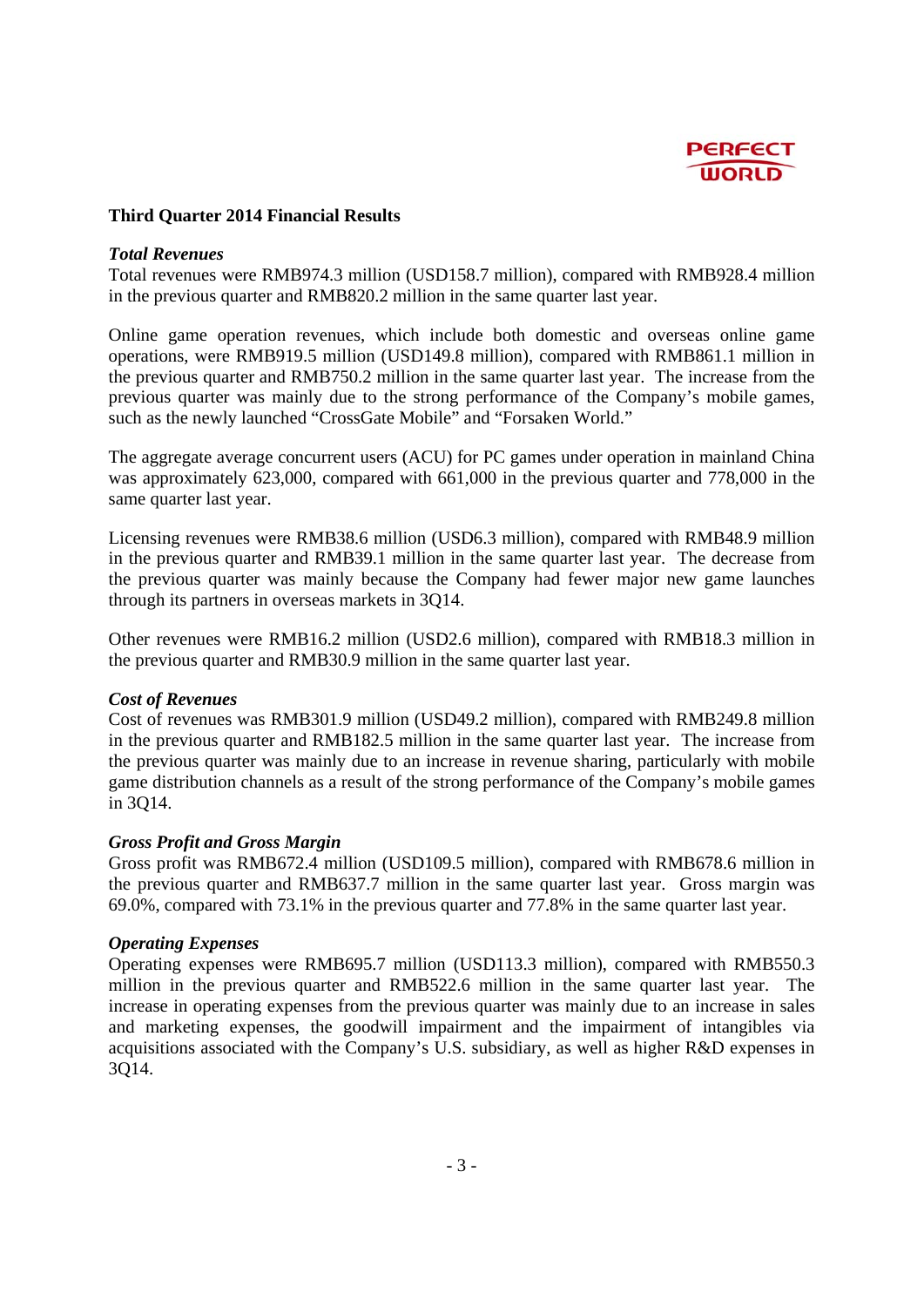## Third Quarter 2014 Financial Results

### *Total Revenues*

Total revenues were RMB974.3 million (USD158.7 million), compared with RMB928.4 million in the previous quarter and RMB820.2 million in the same quarter last year.

Online game operation revenues, which include both domestic and overseas online game operations, were RMB919.5 million (USD149.8 million), compared with RMB861.1 million in the previous quarter and RMB750.2 million in the same quarter last year. The increase from the previous quarter was mainly due to the strong performance of the Company's mobile games, such as the newly launched "CrossGate Mobile" and "Forsaken World."

The aggregate average concurrent users (ACU) for PC games under operation in mainland China was approximately 623,000, compared with 661,000 in the previous quarter and 778,000 in the same quarter last year.

Licensing revenues were RMB38.6 million (USD6.3 million), compared with RMB48.9 million in the previous quarter and RMB39.1 million in the same quarter last year. The decrease from the previous quarter was mainly because the Company had fewer major new game launches through its partners in overseas markets in 3Q14.

Other revenues were RMB16.2 million (USD2.6 million), compared with RMB18.3 million in the previous quarter and RMB30.9 million in the same quarter last year.

### *Cost of Revenues*

Cost of revenues was RMB301.9 million (USD49.2 million), compared with RMB249.8 million in the previous quarter and RMB182.5 million in the same quarter last year. The increase from the previous quarter was mainly due to an increase in revenue sharing, particularly with mobile game distribution channels as a result of the strong performance of the Company's mobile games in 3Q14.

### *Gross Profit and Gross Margin*

Gross profit was RMB672.4 million (USD109.5 million), compared with RMB678.6 million in the previous quarter and RMB637.7 million in the same quarter last year. Gross margin was 69.0%, compared with 73.1% in the previous quarter and 77.8% in the same quarter last year.

### *Operating Expenses*

Operating expenses were RMB695.7 million (USD113.3 million), compared with RMB550.3 million in the previous quarter and RMB522.6 million in the same quarter last year. The increase in operating expenses from the previous quarter was mainly due to an increase in sales and marketing expenses, the goodwill impairment and the impairment of intangibles via acquisitions associated with the Company's U.S. subsidiary, as well as higher R&D expenses in 3Q14.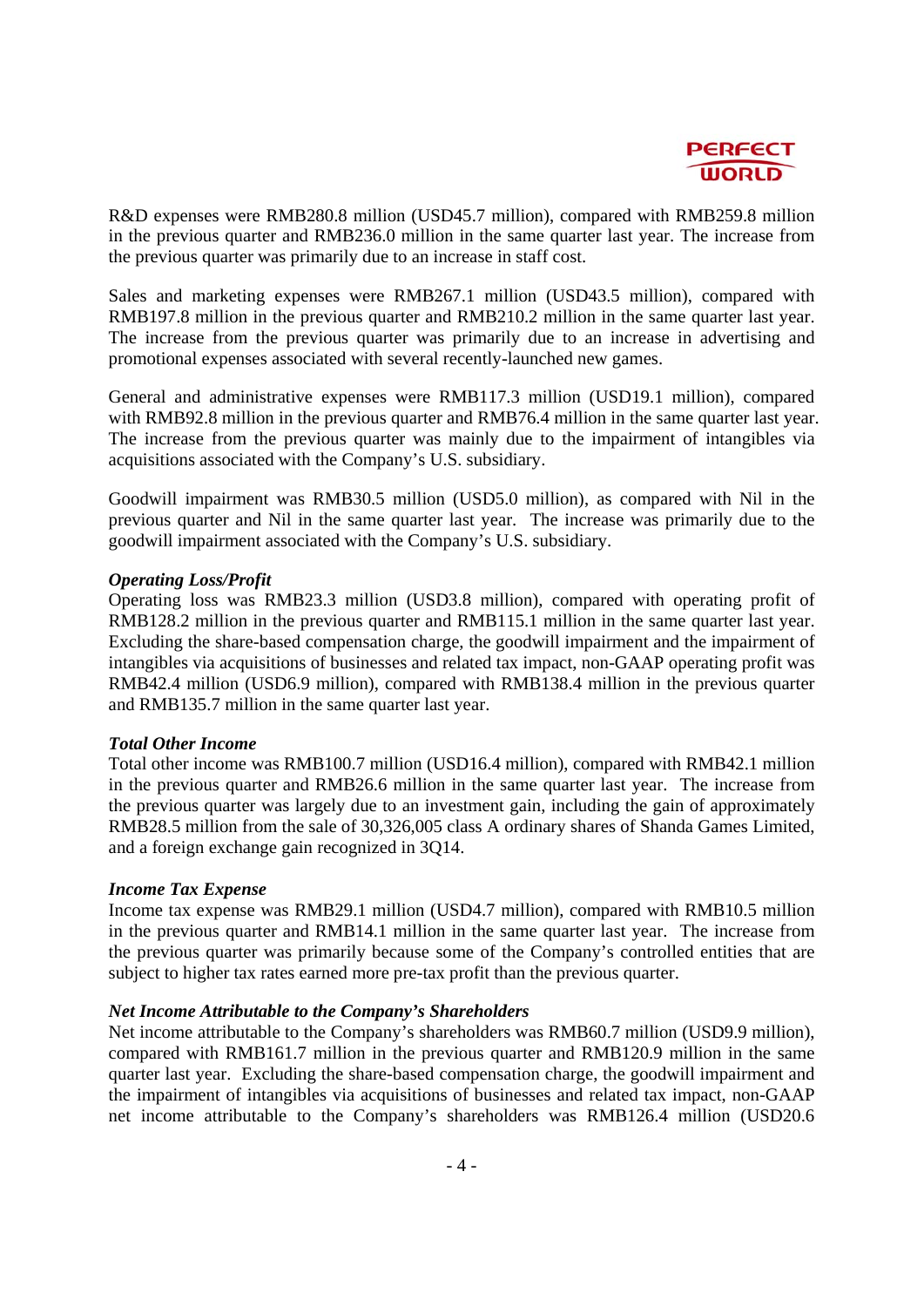R&D expenses were RMB280.8 million (USD45.7 million), compared with RMB259.8 million in the previous quarter and RMB236.0 million in the same quarter last year. The increase from the previous quarter was primarily due to an increase in staff cost.

Sales and marketing expenses were RMB267.1 million (USD43.5 million), compared with RMB197.8 million in the previous quarter and RMB210.2 million in the same quarter last year. The increase from the previous quarter was primarily due to an increase in advertising and promotional expenses associated with several recently-launched new games.

General and administrative expenses were RMB117.3 million (USD19.1 million), compared with RMB92.8 million in the previous quarter and RMB76.4 million in the same quarter last year. The increase from the previous quarter was mainly due to the impairment of intangibles via acquisitions associated with the Company's U.S. subsidiary.

Goodwill impairment was RMB30.5 million (USD5.0 million), as compared with Nil in the previous quarter and Nil in the same quarter last year. The increase was primarily due to the goodwill impairment associated with the Company's U.S. subsidiary.

***Operating Loss/Profit***

Operating loss was RMB23.3 million (USD3.8 million), compared with operating profit of RMB128.2 million in the previous quarter and RMB115.1 million in the same quarter last year. Excluding the share-based compensation charge, the goodwill impairment and the impairment of intangibles via acquisitions of businesses and related tax impact, non-GAAP operating profit was RMB42.4 million (USD6.9 million), compared with RMB138.4 million in the previous quarter and RMB135.7 million in the same quarter last year.

***Total Other Income***

Total other income was RMB100.7 million (USD16.4 million), compared with RMB42.1 million in the previous quarter and RMB26.6 million in the same quarter last year. The increase from the previous quarter was largely due to an investment gain, including the gain of approximately RMB28.5 million from the sale of 30,326,005 class A ordinary shares of Shanda Games Limited, and a foreign exchange gain recognized in 3Q14.

***Income Tax Expense***

Income tax expense was RMB29.1 million (USD4.7 million), compared with RMB10.5 million in the previous quarter and RMB14.1 million in the same quarter last year. The increase from the previous quarter was primarily because some of the Company's controlled entities that are subject to higher tax rates earned more pre-tax profit than the previous quarter.

***Net Income Attributable to the Company's Shareholders***

Net income attributable to the Company's shareholders was RMB60.7 million (USD9.9 million), compared with RMB161.7 million in the previous quarter and RMB120.9 million in the same quarter last year. Excluding the share-based compensation charge, the goodwill impairment and the impairment of intangibles via acquisitions of businesses and related tax impact, non-GAAP net income attributable to the Company's shareholders was RMB126.4 million (USD20.6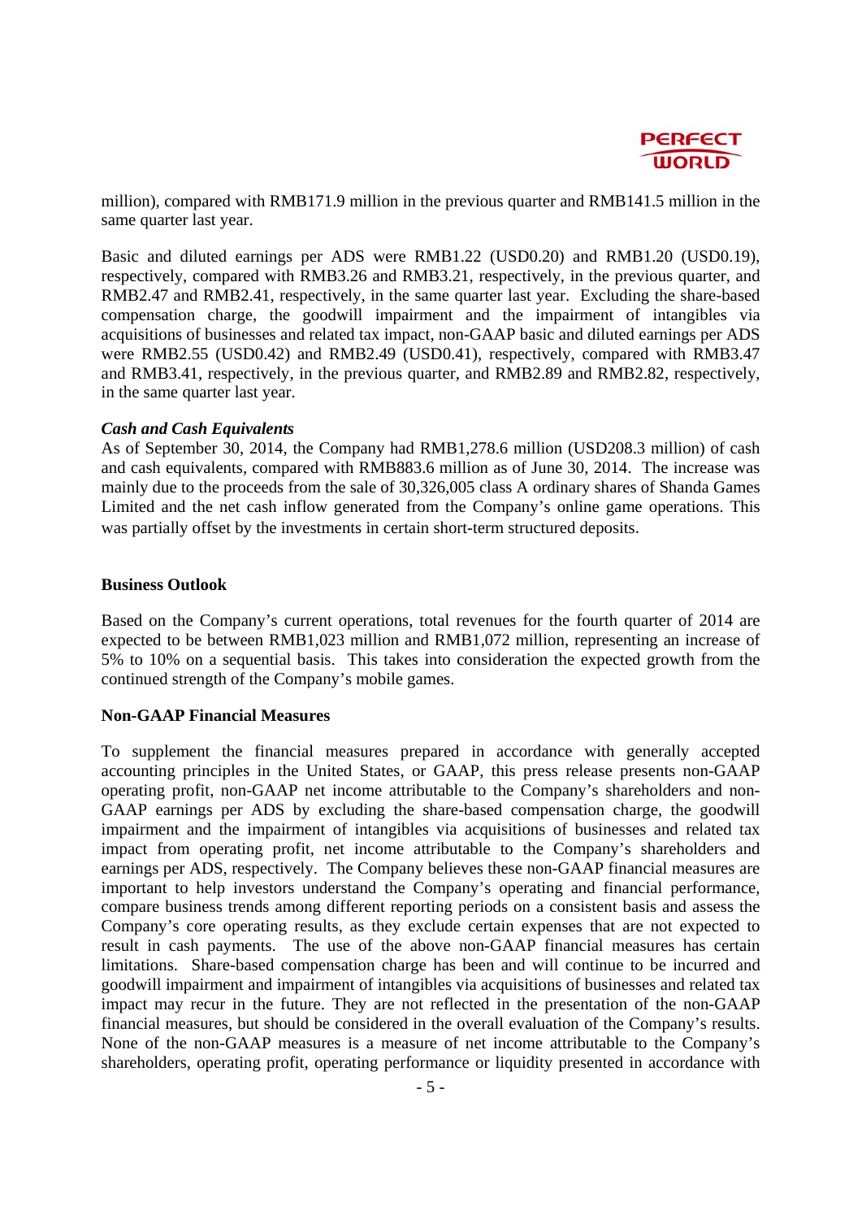million), compared with RMB171.9 million in the previous quarter and RMB141.5 million in the same quarter last year.

Basic and diluted earnings per ADS were RMB1.22 (USD0.20) and RMB1.20 (USD0.19), respectively, compared with RMB3.26 and RMB3.21, respectively, in the previous quarter, and RMB2.47 and RMB2.41, respectively, in the same quarter last year. Excluding the share-based compensation charge, the goodwill impairment and the impairment of intangibles via acquisitions of businesses and related tax impact, non-GAAP basic and diluted earnings per ADS were RMB2.55 (USD0.42) and RMB2.49 (USD0.41), respectively, compared with RMB3.47 and RMB3.41, respectively, in the previous quarter, and RMB2.89 and RMB2.82, respectively, in the same quarter last year.

***Cash and Cash Equivalents***

As of September 30, 2014, the Company had RMB1,278.6 million (USD208.3 million) of cash and cash equivalents, compared with RMB883.6 million as of June 30, 2014. The increase was mainly due to the proceeds from the sale of 30,326,005 class A ordinary shares of Shanda Games Limited and the net cash inflow generated from the Company's online game operations. This was partially offset by the investments in certain short-term structured deposits.

**Business Outlook**

Based on the Company's current operations, total revenues for the fourth quarter of 2014 are expected to be between RMB1,023 million and RMB1,072 million, representing an increase of 5% to 10% on a sequential basis. This takes into consideration the expected growth from the continued strength of the Company's mobile games.

**Non-GAAP Financial Measures**

To supplement the financial measures prepared in accordance with generally accepted accounting principles in the United States, or GAAP, this press release presents non-GAAP operating profit, non-GAAP net income attributable to the Company's shareholders and non-GAAP earnings per ADS by excluding the share-based compensation charge, the goodwill impairment and the impairment of intangibles via acquisitions of businesses and related tax impact from operating profit, net income attributable to the Company's shareholders and earnings per ADS, respectively. The Company believes these non-GAAP financial measures are important to help investors understand the Company's operating and financial performance, compare business trends among different reporting periods on a consistent basis and assess the Company's core operating results, as they exclude certain expenses that are not expected to result in cash payments. The use of the above non-GAAP financial measures has certain limitations. Share-based compensation charge has been and will continue to be incurred and goodwill impairment and impairment of intangibles via acquisitions of businesses and related tax impact may recur in the future. They are not reflected in the presentation of the non-GAAP financial measures, but should be considered in the overall evaluation of the Company's results. None of the non-GAAP measures is a measure of net income attributable to the Company's shareholders, operating profit, operating performance or liquidity presented in accordance with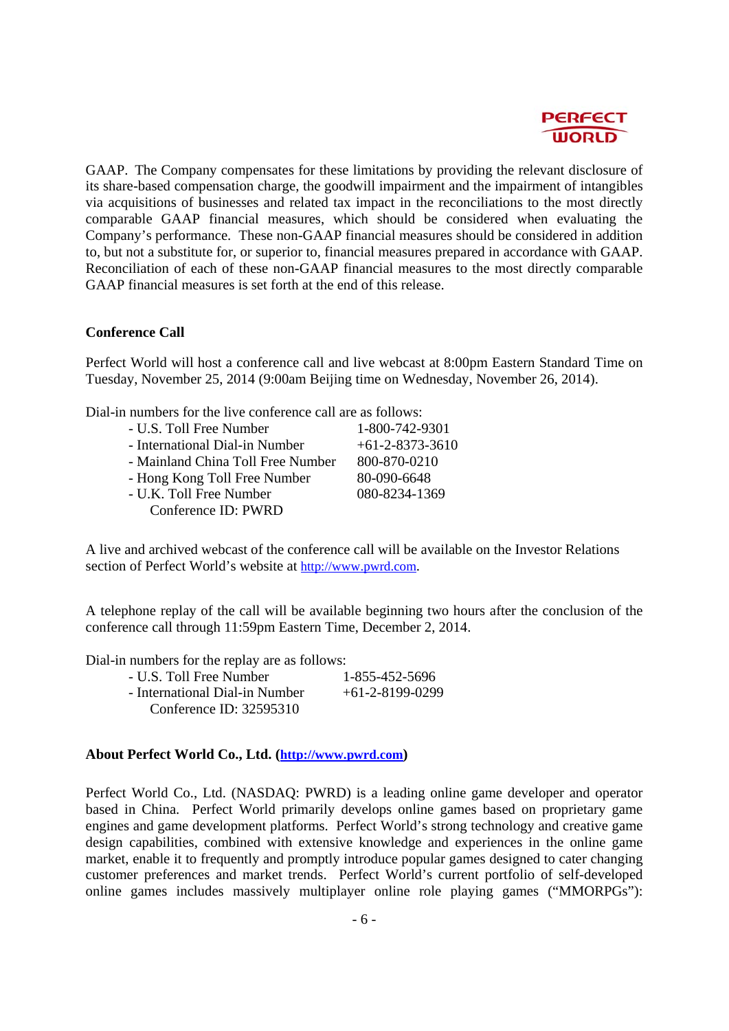GAAP. The Company compensates for these limitations by providing the relevant disclosure of its share-based compensation charge, the goodwill impairment and the impairment of intangibles via acquisitions of businesses and related tax impact in the reconciliations to the most directly comparable GAAP financial measures, which should be considered when evaluating the Company's performance. These non-GAAP financial measures should be considered in addition to, but not a substitute for, or superior to, financial measures prepared in accordance with GAAP. Reconciliation of each of these non-GAAP financial measures to the most directly comparable GAAP financial measures is set forth at the end of this release.

**Conference Call**

Perfect World will host a conference call and live webcast at 8:00pm Eastern Standard Time on Tuesday, November 25, 2014 (9:00am Beijing time on Wednesday, November 26, 2014).

Dial-in numbers for the live conference call are as follows:

- U.S. Toll Free Number 1-800-742-9301
- International Dial-in Number +61-2-8373-3610
- Mainland China Toll Free Number 800-870-0210
- Hong Kong Toll Free Number 80-090-6648
- U.K. Toll Free Number 080-8234-1369

Conference ID: PWRD

A live and archived webcast of the conference call will be available on the Investor Relations section of Perfect World's website at http://www.pwrd.com.

A telephone replay of the call will be available beginning two hours after the conclusion of the conference call through 11:59pm Eastern Time, December 2, 2014.

Dial-in numbers for the replay are as follows:

- U.S. Toll Free Number 1-855-452-5696
- International Dial-in Number +61-2-8199-0299

Conference ID: 32595310

**About Perfect World Co., Ltd. (http://www.pwrd.com)**

Perfect World Co., Ltd. (NASDAQ: PWRD) is a leading online game developer and operator based in China. Perfect World primarily develops online games based on proprietary game engines and game development platforms. Perfect World's strong technology and creative game design capabilities, combined with extensive knowledge and experiences in the online game market, enable it to frequently and promptly introduce popular games designed to cater changing customer preferences and market trends. Perfect World's current portfolio of self-developed online games includes massively multiplayer online role playing games ("MMORPGs"):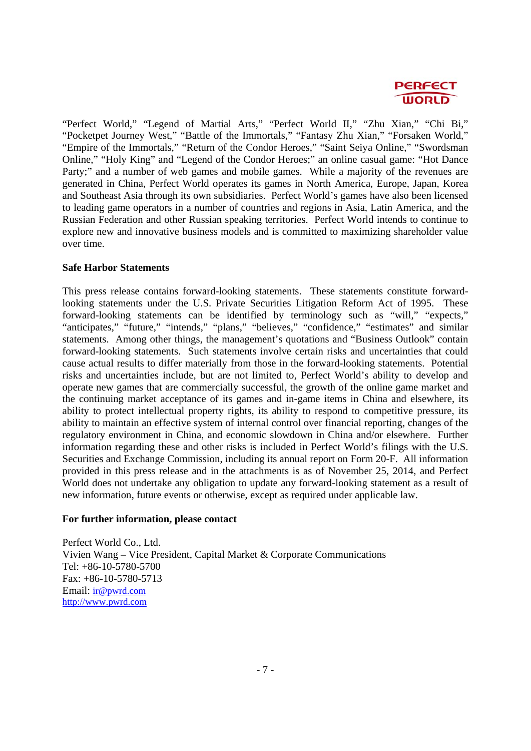"Perfect World," "Legend of Martial Arts," "Perfect World II," "Zhu Xian," "Chi Bi," "Pocketpet Journey West," "Battle of the Immortals," "Fantasy Zhu Xian," "Forsaken World," "Empire of the Immortals," "Return of the Condor Heroes," "Saint Seiya Online," "Swordsman Online," "Holy King" and "Legend of the Condor Heroes;" an online casual game: "Hot Dance Party;" and a number of web games and mobile games. While a majority of the revenues are generated in China, Perfect World operates its games in North America, Europe, Japan, Korea and Southeast Asia through its own subsidiaries. Perfect World's games have also been licensed to leading game operators in a number of countries and regions in Asia, Latin America, and the Russian Federation and other Russian speaking territories. Perfect World intends to continue to explore new and innovative business models and is committed to maximizing shareholder value over time.

**Safe Harbor Statements**

This press release contains forward-looking statements. These statements constitute forward-looking statements under the U.S. Private Securities Litigation Reform Act of 1995. These forward-looking statements can be identified by terminology such as "will," "expects," "anticipates," "future," "intends," "plans," "believes," "confidence," "estimates" and similar statements. Among other things, the management's quotations and "Business Outlook" contain forward-looking statements. Such statements involve certain risks and uncertainties that could cause actual results to differ materially from those in the forward-looking statements. Potential risks and uncertainties include, but are not limited to, Perfect World's ability to develop and operate new games that are commercially successful, the growth of the online game market and the continuing market acceptance of its games and in-game items in China and elsewhere, its ability to protect intellectual property rights, its ability to respond to competitive pressure, its ability to maintain an effective system of internal control over financial reporting, changes of the regulatory environment in China, and economic slowdown in China and/or elsewhere. Further information regarding these and other risks is included in Perfect World's filings with the U.S. Securities and Exchange Commission, including its annual report on Form 20-F. All information provided in this press release and in the attachments is as of November 25, 2014, and Perfect World does not undertake any obligation to update any forward-looking statement as a result of new information, future events or otherwise, except as required under applicable law.

**For further information, please contact**

Perfect World Co., Ltd.
Vivien Wang – Vice President, Capital Market & Corporate Communications
Tel: +86-10-5780-5700
Fax: +86-10-5780-5713
Email: ir@pwrd.com
http://www.pwrd.com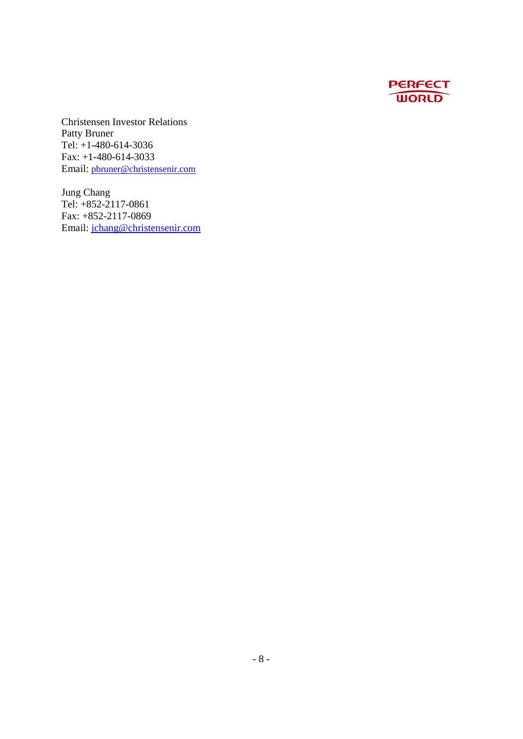Christensen Investor Relations
Patty Bruner
Tel: +1-480-614-3036
Fax: +1-480-614-3033
Email: pbruner@christensenir.com

Jung Chang
Tel: +852-2117-0861
Fax: +852-2117-0869
Email: jchang@christensenir.com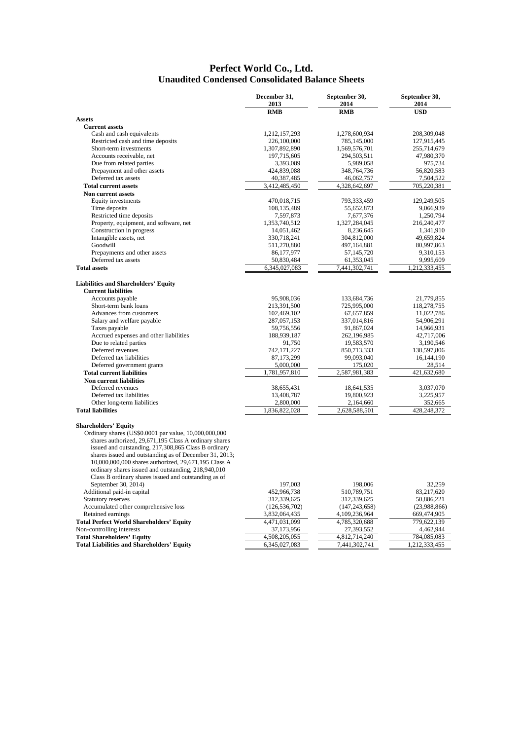# Perfect World Co., Ltd.
## Unaudited Condensed Consolidated Balance Sheets

| | December 31, 2013 | September 30, 2014 | September 30, 2014 |
|---|---|---|---|
| | RMB | RMB | USD |
| **Assets** | | | |
| **Current assets** | | | |
| Cash and cash equivalents | 1,212,157,293 | 1,278,600,934 | 208,309,048 |
| Restricted cash and time deposits | 226,100,000 | 785,145,000 | 127,915,445 |
| Short-term investments | 1,307,892,890 | 1,569,576,701 | 255,714,679 |
| Accounts receivable, net | 197,715,605 | 294,503,511 | 47,980,370 |
| Due from related parties | 3,393,089 | 5,989,058 | 975,734 |
| Prepayment and other assets | 424,839,088 | 348,764,736 | 56,820,583 |
| Deferred tax assets | 40,387,485 | 46,062,757 | 7,504,522 |
| **Total current assets** | 3,412,485,450 | 4,328,642,697 | 705,220,381 |
| **Non current assets** | | | |
| Equity investments | 470,018,715 | 793,333,459 | 129,249,505 |
| Time deposits | 108,135,489 | 55,652,873 | 9,066,939 |
| Restricted time deposits | 7,597,873 | 7,677,376 | 1,250,794 |
| Property, equipment, and software, net | 1,353,740,512 | 1,327,284,045 | 216,240,477 |
| Construction in progress | 14,051,462 | 8,236,645 | 1,341,910 |
| Intangible assets, net | 330,718,241 | 304,812,000 | 49,659,824 |
| Goodwill | 511,270,880 | 497,164,881 | 80,997,863 |
| Prepayments and other assets | 86,177,977 | 57,145,720 | 9,310,153 |
| Deferred tax assets | 50,830,484 | 61,353,045 | 9,995,609 |
| **Total assets** | 6,345,027,083 | 7,441,302,741 | 1,212,333,455 |
| | | | |
| **Liabilities and Shareholders' Equity** | | | |
| **Current liabilities** | | | |
| Accounts payable | 95,908,036 | 133,684,736 | 21,779,855 |
| Short-term bank loans | 213,391,500 | 725,995,000 | 118,278,755 |
| Advances from customers | 102,469,102 | 67,657,859 | 11,022,786 |
| Salary and welfare payable | 287,057,153 | 337,014,816 | 54,906,291 |
| Taxes payable | 59,756,556 | 91,867,024 | 14,966,931 |
| Accrued expenses and other liabilities | 188,939,187 | 262,196,985 | 42,717,006 |
| Due to related parties | 91,750 | 19,583,570 | 3,190,546 |
| Deferred revenues | 742,171,227 | 850,713,333 | 138,597,806 |
| Deferred tax liabilities | 87,173,299 | 99,093,040 | 16,144,190 |
| Deferred government grants | 5,000,000 | 175,020 | 28,514 |
| **Total current liabilities** | 1,781,957,810 | 2,587,981,383 | 421,632,680 |
| **Non current liabilities** | | | |
| Deferred revenues | 38,655,431 | 18,641,535 | 3,037,070 |
| Deferred tax liabilities | 13,408,787 | 19,800,923 | 3,225,957 |
| Other long-term liabilities | 2,800,000 | 2,164,660 | 352,665 |
| **Total liabilities** | 1,836,822,028 | 2,628,588,501 | 428,248,372 |
| | | | |
| **Shareholders' Equity** | | | |
| Ordinary shares (US$0.0001 par value, 10,000,000,000 shares authorized, 29,671,195 Class A ordinary shares issued and outstanding, 217,308,865 Class B ordinary shares issued and outstanding as of December 31, 2013; 10,000,000,000 shares authorized, 29,671,195 Class A ordinary shares issued and outstanding, 218,940,010 Class B ordinary shares issued and outstanding as of September 30, 2014) | 197,003 | 198,006 | 32,259 |
| Additional paid-in capital | 452,966,738 | 510,789,751 | 83,217,620 |
| Statutory reserves | 312,339,625 | 312,339,625 | 50,886,221 |
| Accumulated other comprehensive loss | (126,536,702) | (147,243,658) | (23,988,866) |
| Retained earnings | 3,832,064,435 | 4,109,236,964 | 669,474,905 |
| **Total Perfect World Shareholders' Equity** | 4,471,031,099 | 4,785,320,688 | 779,622,139 |
| Non-controlling interests | 37,173,956 | 27,393,552 | 4,462,944 |
| **Total Shareholders' Equity** | 4,508,205,055 | 4,812,714,240 | 784,085,083 |
| **Total Liabilities and Shareholders' Equity** | 6,345,027,083 | 7,441,302,741 | 1,212,333,455 |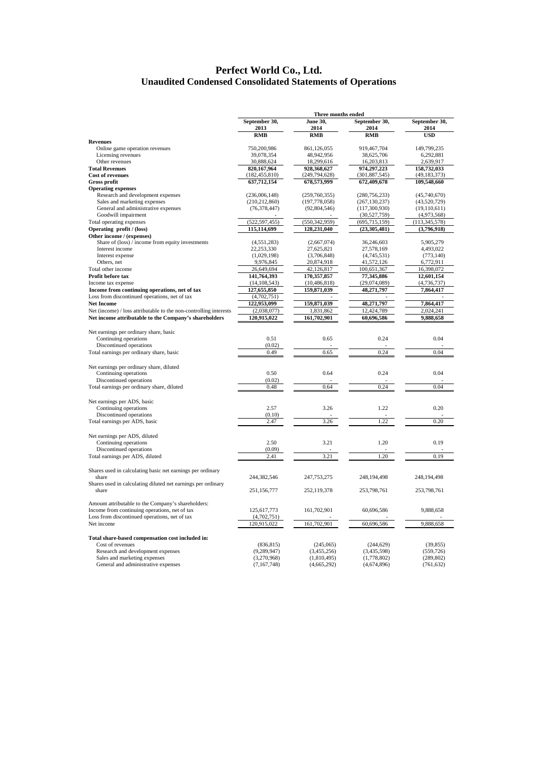# Perfect World Co., Ltd.
## Unaudited Condensed Consolidated Statements of Operations

| | Three months ended | | | |
|---|---|---|---|---|
| | September 30, 2013 | June 30, 2014 | September 30, 2014 | September 30, 2014 |
| | RMB | RMB | RMB | USD |
| **Revenues** | | | | |
| Online game operation revenues | 750,200,986 | 861,126,055 | 919,467,704 | 149,799,235 |
| Licensing revenues | 39,078,354 | 48,942,956 | 38,625,706 | 6,292,881 |
| Other revenues | 30,888,624 | 18,299,616 | 16,203,813 | 2,639,917 |
| **Total Revenues** | **820,167,964** | **928,368,627** | **974,297,223** | **158,732,033** |
| **Cost of revenues** | (182,455,810) | (249,794,628) | (301,887,545) | (49,183,373) |
| **Gross profit** | **637,712,154** | **678,573,999** | **672,409,678** | **109,548,660** |
| **Operating expenses** | | | | |
| Research and development expenses | (236,006,148) | (259,760,355) | (280,756,233) | (45,740,670) |
| Sales and marketing expenses | (210,212,860) | (197,778,058) | (267,130,237) | (43,520,729) |
| General and administrative expenses | (76,378,447) | (92,804,546) | (117,300,930) | (19,110,611) |
| Goodwill impairment | - | - | (30,527,759) | (4,973,568) |
| Total operating expenses | (522,597,455) | (550,342,959) | (695,715,159) | (113,345,578) |
| **Operating profit / (loss)** | **115,114,699** | **128,231,040** | **(23,305,481)** | **(3,796,918)** |
| **Other income / (expenses)** | | | | |
| Share of (loss) / income from equity investments | (4,551,283) | (2,667,074) | 36,246,603 | 5,905,279 |
| Interest income | 22,253,330 | 27,625,821 | 27,578,169 | 4,493,022 |
| Interest expense | (1,029,198) | (3,706,848) | (4,745,531) | (773,140) |
| Others, net | 9,976,845 | 20,874,918 | 41,572,126 | 6,772,911 |
| Total other income | 26,649,694 | 42,126,817 | 100,651,367 | 16,398,072 |
| **Profit before tax** | **141,764,393** | **170,357,857** | **77,345,886** | **12,601,154** |
| Income tax expense | (14,108,543) | (10,486,818) | (29,074,089) | (4,736,737) |
| **Income from continuing operations, net of tax** | **127,655,850** | **159,871,039** | **48,271,797** | **7,864,417** |
| Loss from discontinued operations, net of tax | (4,702,751) | - | - | - |
| **Net Income** | **122,953,099** | **159,871,039** | **48,271,797** | **7,864,417** |
| Net (income) / loss attributable to the non-controlling interests | (2,038,077) | 1,831,862 | 12,424,789 | 2,024,241 |
| **Net income attributable to the Company's shareholders** | **120,915,022** | **161,702,901** | **60,696,586** | **9,888,658** |
| | | | | |
| Net earnings per ordinary share, basic | | | | |
| Continuing operations | 0.51 | 0.65 | 0.24 | 0.04 |
| Discontinued operations | (0.02) | - | - | - |
| Total earnings per ordinary share, basic | 0.49 | 0.65 | 0.24 | 0.04 |
| | | | | |
| Net earnings per ordinary share, diluted | | | | |
| Continuing operations | 0.50 | 0.64 | 0.24 | 0.04 |
| Discontinued operations | (0.02) | - | - | - |
| Total earnings per ordinary share, diluted | 0.48 | 0.64 | 0.24 | 0.04 |
| | | | | |
| Net earnings per ADS, basic | | | | |
| Continuing operations | 2.57 | 3.26 | 1.22 | 0.20 |
| Discontinued operations | (0.10) | - | - | - |
| Total earnings per ADS, basic | 2.47 | 3.26 | 1.22 | 0.20 |
| | | | | |
| Net earnings per ADS, diluted | | | | |
| Continuing operations | 2.50 | 3.21 | 1.20 | 0.19 |
| Discontinued operations | (0.09) | - | - | - |
| Total earnings per ADS, diluted | 2.41 | 3.21 | 1.20 | 0.19 |
| | | | | |
| Shares used in calculating basic net earnings per ordinary share | 244,382,546 | 247,753,275 | 248,194,498 | 248,194,498 |
| Shares used in calculating diluted net earnings per ordinary share | 251,156,777 | 252,119,378 | 253,798,761 | 253,798,761 |
| | | | | |
| Amount attributable to the Company's shareholders: | | | | |
| Income from continuing operations, net of tax | 125,617,773 | 161,702,901 | 60,696,586 | 9,888,658 |
| Loss from discontinued operations, net of tax | (4,702,751) | - | - | - |
| Net income | 120,915,022 | 161,702,901 | 60,696,586 | 9,888,658 |
| | | | | |
| **Total share-based compensation cost included in:** | | | | |
| Cost of revenues | (836,815) | (245,065) | (244,629) | (39,855) |
| Research and development expenses | (9,289,947) | (3,455,256) | (3,435,598) | (559,726) |
| Sales and marketing expenses | (3,270,968) | (1,810,495) | (1,778,802) | (289,802) |
| General and administrative expenses | (7,167,748) | (4,665,292) | (4,674,896) | (761,632) |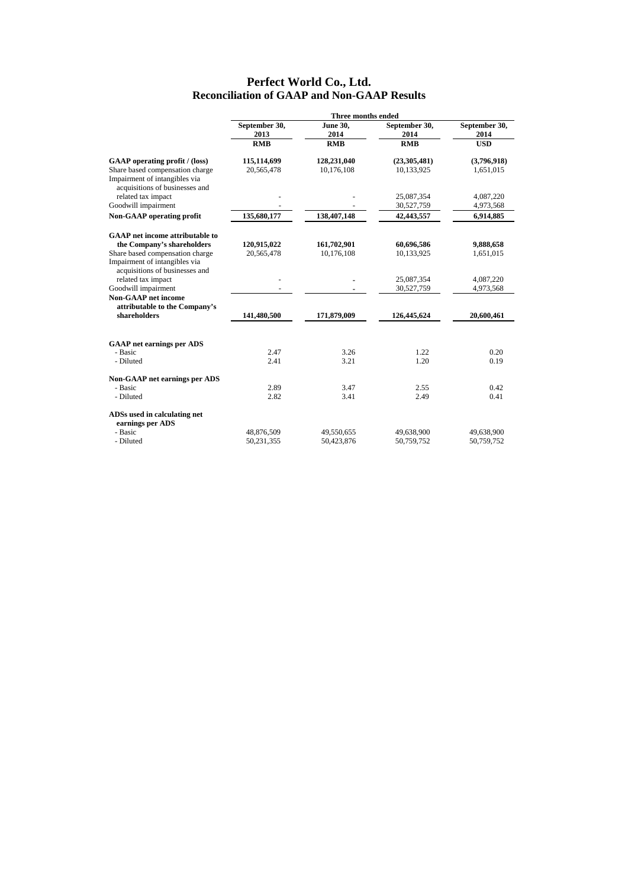# Perfect World Co., Ltd.
## Reconciliation of GAAP and Non-GAAP Results

| | Three months ended | | | |
|---|---|---|---|---|
| | September 30, 2013 | June 30, 2014 | September 30, 2014 | September 30, 2014 |
| | RMB | RMB | RMB | USD |
| **GAAP operating profit / (loss)** | **115,114,699** | **128,231,040** | **(23,305,481)** | **(3,796,918)** |
| Share based compensation charge | 20,565,478 | 10,176,108 | 10,133,925 | 1,651,015 |
| Impairment of intangibles via acquisitions of businesses and related tax impact | - | - | 25,087,354 | 4,087,220 |
| Goodwill impairment | - | - | 30,527,759 | 4,973,568 |
| **Non-GAAP operating profit** | **135,680,177** | **138,407,148** | **42,443,557** | **6,914,885** |
| **GAAP net income attributable to the Company's shareholders** | **120,915,022** | **161,702,901** | **60,696,586** | **9,888,658** |
| Share based compensation charge | 20,565,478 | 10,176,108 | 10,133,925 | 1,651,015 |
| Impairment of intangibles via acquisitions of businesses and related tax impact | - | - | 25,087,354 | 4,087,220 |
| Goodwill impairment | - | - | 30,527,759 | 4,973,568 |
| **Non-GAAP net income attributable to the Company's shareholders** | **141,480,500** | **171,879,009** | **126,445,624** | **20,600,461** |
| **GAAP net earnings per ADS** | | | | |
| - Basic | 2.47 | 3.26 | 1.22 | 0.20 |
| - Diluted | 2.41 | 3.21 | 1.20 | 0.19 |
| **Non-GAAP net earnings per ADS** | | | | |
| - Basic | 2.89 | 3.47 | 2.55 | 0.42 |
| - Diluted | 2.82 | 3.41 | 2.49 | 0.41 |
| **ADSs used in calculating net earnings per ADS** | | | | |
| - Basic | 48,876,509 | 49,550,655 | 49,638,900 | 49,638,900 |
| - Diluted | 50,231,355 | 50,423,876 | 50,759,752 | 50,759,752 |